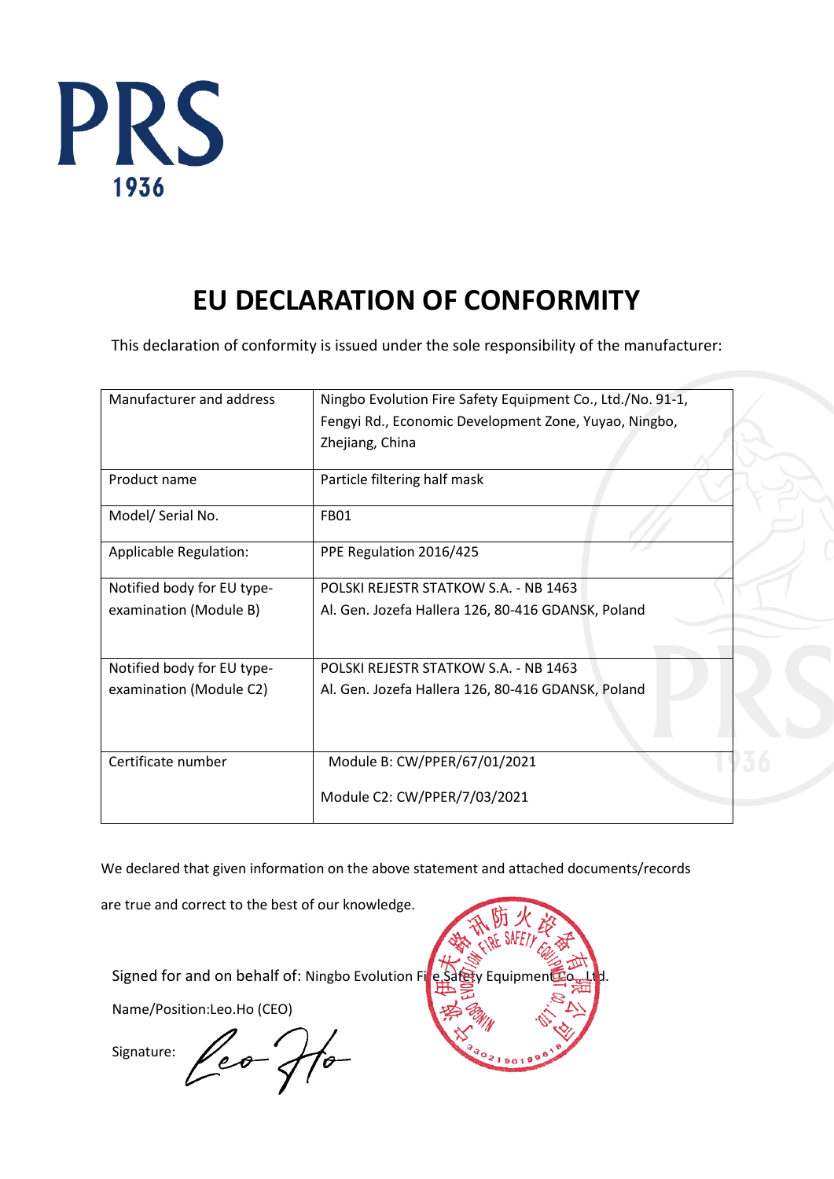PRS
1936

# EU DECLARATION OF CONFORMITY

This declaration of conformity is issued under the sole responsibility of the manufacturer:

| | |
|---|---|
| Manufacturer and address | Ningbo Evolution Fire Safety Equipment Co., Ltd./No. 91-1, Fengyi Rd., Economic Development Zone, Yuyao, Ningbo, Zhejiang, China |
| Product name | Particle filtering half mask |
| Model/ Serial No. | FB01 |
| Applicable Regulation: | PPE Regulation 2016/425 |
| Notified body for EU type-examination (Module B) | POLSKI REJESTR STATKOW S.A. - NB 1463<br>Al. Gen. Jozefa Hallera 126, 80-416 GDANSK, Poland |
| Notified body for EU type-examination (Module C2) | POLSKI REJESTR STATKOW S.A. - NB 1463<br>Al. Gen. Jozefa Hallera 126, 80-416 GDANSK, Poland |
| Certificate number | Module B: CW/PPER/67/01/2021<br><br>Module C2: CW/PPER/7/03/2021 |

We declared that given information on the above statement and attached documents/records are true and correct to the best of our knowledge.

Signed for and on behalf of: Ningbo Evolution Fire Safety Equipment Co., Ltd.

Name/Position:Leo.Ho (CEO)

Signature: Leo Ho

宁波伊夫路讯防火设备有限公司 NINGBO EVOLUTION FIRE SAFETY EQUIPMENT CO., LTD. 3302190199618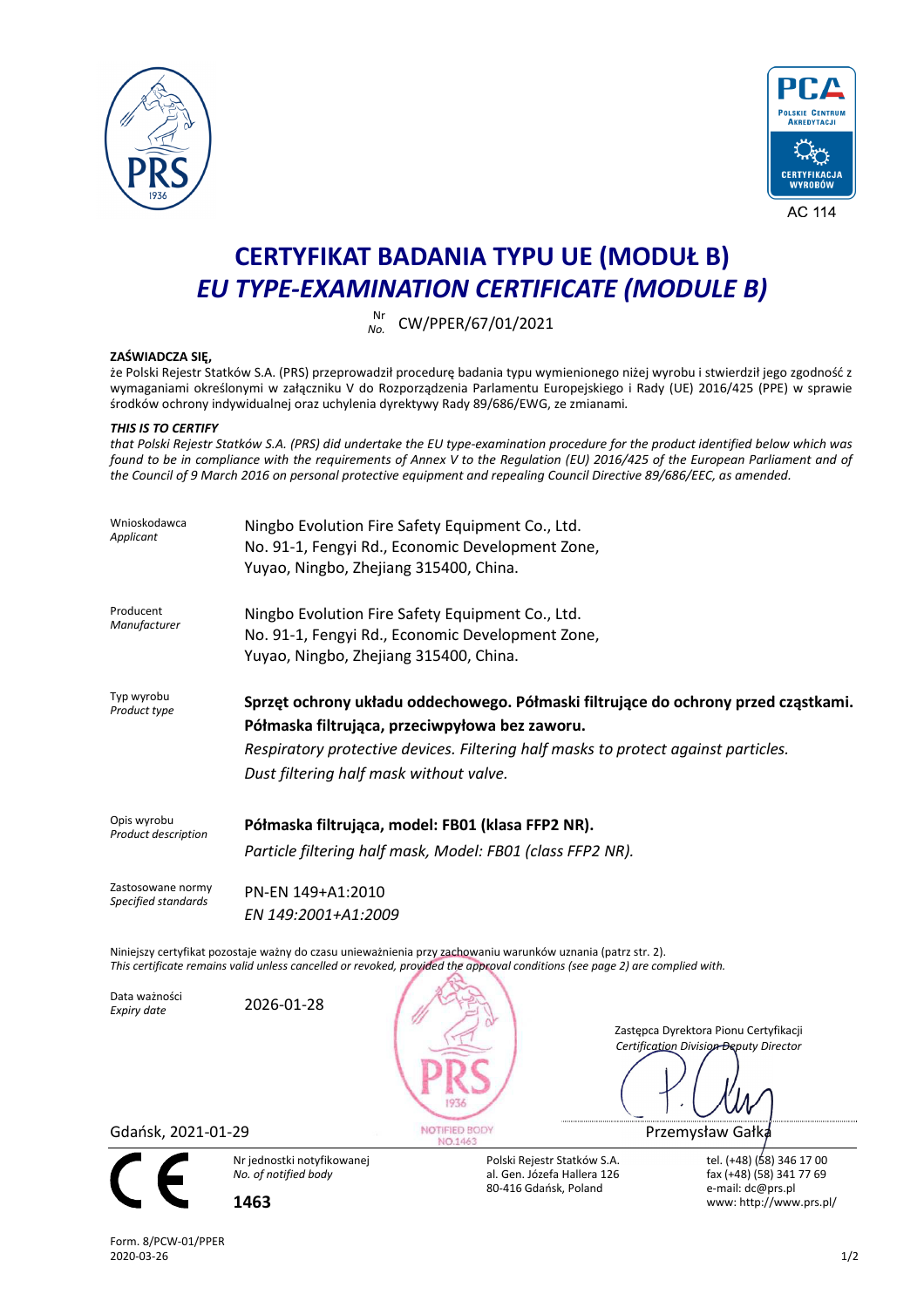# CERTYFIKAT BADANIA TYPU UE (MODUŁ B)

# *EU TYPE-EXAMINATION CERTIFICATE (MODULE B)*

Nr *No.* CW/PPER/67/01/2021

**ZAŚWIADCZA SIĘ,**

że Polski Rejestr Statków S.A. (PRS) przeprowadził procedurę badania typu wymienionego niżej wyrobu i stwierdził jego zgodność z wymaganiami określonymi w załączniku V do Rozporządzenia Parlamentu Europejskiego i Rady (UE) 2016/425 (PPE) w sprawie środków ochrony indywidualnej oraz uchylenia dyrektywy Rady 89/686/EWG, ze zmianami.

***THIS IS TO CERTIFY***

*that Polski Rejestr Statków S.A. (PRS) did undertake the EU type-examination procedure for the product identified below which was found to be in compliance with the requirements of Annex V to the Regulation (EU) 2016/425 of the European Parliament and of the Council of 9 March 2016 on personal protective equipment and repealing Council Directive 89/686/EEC, as amended.*

| | |
|---|---|
| Wnioskodawca *Applicant* | Ningbo Evolution Fire Safety Equipment Co., Ltd. No. 91-1, Fengyi Rd., Economic Development Zone, Yuyao, Ningbo, Zhejiang 315400, China. |
| Producent *Manufacturer* | Ningbo Evolution Fire Safety Equipment Co., Ltd. No. 91-1, Fengyi Rd., Economic Development Zone, Yuyao, Ningbo, Zhejiang 315400, China. |
| Typ wyrobu *Product type* | **Sprzęt ochrony układu oddechowego. Półmaski filtrujące do ochrony przed cząstkami. Półmaska filtrująca, przeciwpyłowa bez zaworu.** *Respiratory protective devices. Filtering half masks to protect against particles. Dust filtering half mask without valve.* |
| Opis wyrobu *Product description* | **Półmaska filtrująca, model: FB01 (klasa FFP2 NR).** *Particle filtering half mask, Model: FB01 (class FFP2 NR).* |
| Zastosowane normy *Specified standards* | PN-EN 149+A1:2010 *EN 149:2001+A1:2009* |

Niniejszy certyfikat pozostaje ważny do czasu unieważnienia przy zachowaniu warunków uznania (patrz str. 2).
*This certificate remains valid unless cancelled or revoked, provided the approval conditions (see page 2) are complied with.*

Data ważności *Expiry date*: 2026-01-28

Zastępca Dyrektora Pionu Certyfikacji
*Certification Division Deputy Director*

Gdańsk, 2021-01-29

Przemysław Gałka

Nr jednostki notyfikowanej
*No. of notified body*

**1463**

Polski Rejestr Statków S.A.
al. Gen. Józefa Hallera 126
80-416 Gdańsk, Poland

tel. (+48) (58) 346 17 00
fax (+48) (58) 341 77 69
e-mail: dc@prs.pl
www: http://www.prs.pl/

Form. 8/PCW-01/PPER
2020-03-26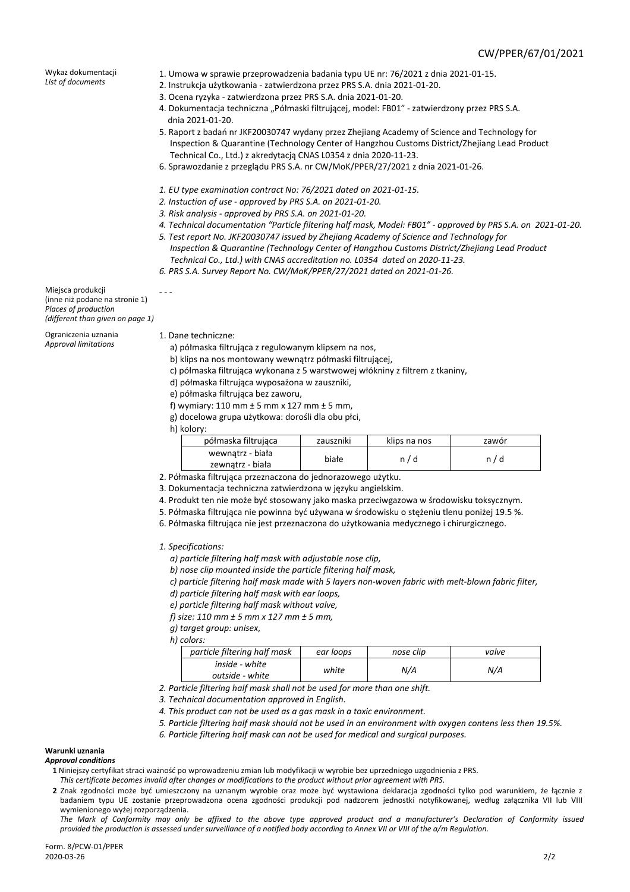CW/PPER/67/01/2021

**Wykaz dokumentacji**
*List of documents*

1. Umowa w sprawie przeprowadzenia badania typu UE nr: 76/2021 z dnia 2021-01-15.
2. Instrukcja użytkowania - zatwierdzona przez PRS S.A. dnia 2021-01-20.
3. Ocena ryzyka - zatwierdzona przez PRS S.A. dnia 2021-01-20.
4. Dokumentacja techniczna „Półmaski filtrującej, model: FB01" - zatwierdzony przez PRS S.A. dnia 2021-01-20.
5. Raport z badań nr JKF20030747 wydany przez Zhejiang Academy of Science and Technology for Inspection & Quarantine (Technology Center of Hangzhou Customs District/Zhejiang Lead Product Technical Co., Ltd.) z akredytacją CNAS L0354 z dnia 2020-11-23.
6. Sprawozdanie z przeglądu PRS S.A. nr CW/MoK/PPER/27/2021 z dnia 2021-01-26.

*1. EU type examination contract No: 76/2021 dated on 2021-01-15.*
*2. Instuction of use - approved by PRS S.A. on 2021-01-20.*
*3. Risk analysis - approved by PRS S.A. on 2021-01-20.*
*4. Technical documentation "Particle filtering half mask, Model: FB01" - approved by PRS S.A. on 2021-01-20.*
*5. Test report No. JKF20030747 issued by Zhejiang Academy of Science and Technology for Inspection & Quarantine (Technology Center of Hangzhou Customs District/Zhejiang Lead Product Technical Co., Ltd.) with CNAS accreditation no. L0354 dated on 2020-11-23.*
*6. PRS S.A. Survey Report No. CW/MoK/PPER/27/2021 dated on 2021-01-26.*

**Miejsca produkcji (inne niż podane na stronie 1)**
*Places of production (different than given on page 1)*

- - -

**Ograniczenia uznania**
*Approval limitations*

1. Dane techniczne:
   a) półmaska filtrująca z regulowanym klipsem na nos,
   b) klips na nos montowany wewnątrz półmaski filtrującej,
   c) półmaska filtrująca wykonana z 5 warstwowej włókniny z filtrem z tkaniny,
   d) półmaska filtrująca wyposażona w zauszniki,
   e) półmaska filtrująca bez zaworu,
   f) wymiary: 110 mm ± 5 mm x 127 mm ± 5 mm,
   g) docelowa grupa użytkowa: dorośli dla obu płci,
   h) kolory:

| półmaska filtrująca | zauszniki | klips na nos | zawór |
|---|---|---|---|
| wewnątrz - biała<br>zewnątrz - biała | białe | n / d | n / d |

2. Półmaska filtrująca przeznaczona do jednorazowego użytku.
3. Dokumentacja techniczna zatwierdzona w języku angielskim.
4. Produkt ten nie może być stosowany jako maska przeciwgazowa w środowisku toksycznym.
5. Półmaska filtrująca nie powinna być używana w środowisku o stężeniu tlenu poniżej 19.5 %.
6. Półmaska filtrująca nie jest przeznaczona do użytkowania medycznego i chirurgicznego.

*1. Specifications:*
   *a) particle filtering half mask with adjustable nose clip,*
   *b) nose clip mounted inside the particle filtering half mask,*
   *c) particle filtering half mask made with 5 layers non-woven fabric with melt-blown fabric filter,*
   *d) particle filtering half mask with ear loops,*
   *e) particle filtering half mask without valve,*
   *f) size: 110 mm ± 5 mm x 127 mm ± 5 mm,*
   *g) target group: unisex,*
   *h) colors:*

| *particle filtering half mask* | *ear loops* | *nose clip* | *valve* |
|---|---|---|---|
| *inside - white*<br>*outside - white* | *white* | *N/A* | *N/A* |

*2. Particle filtering half mask shall not be used for more than one shift.*
*3. Technical documentation approved in English.*
*4. This product can not be used as a gas mask in a toxic environment.*
*5. Particle filtering half mask should not be used in an environment with oxygen contens less then 19.5%.*
*6. Particle filtering half mask can not be used for medical and surgical purposes.*

**Warunki uznania**
***Approval conditions***

**1** Niniejszy certyfikat straci ważność po wprowadzeniu zmian lub modyfikacji w wyrobie bez uprzedniego uzgodnienia z PRS.
*This certificate becomes invalid after changes or modifications to the product without prior agreement with PRS.*

**2** Znak zgodności może być umieszczony na uznanym wyrobie oraz może być wystawiona deklaracja zgodności tylko pod warunkiem, że łącznie z badaniem typu UE zostanie przeprowadzona ocena zgodności produkcji pod nadzorem jednostki notyfikowanej, według załącznika VII lub VIII wymienionego wyżej rozporządzenia.
*The Mark of Conformity may only be affixed to the above type approved product and a manufacturer's Declaration of Conformity issued provided the production is assessed under surveillance of a notified body according to Annex VII or VIII of the a/m Regulation.*

Form. 8/PCW-01/PPER
2020-03-26